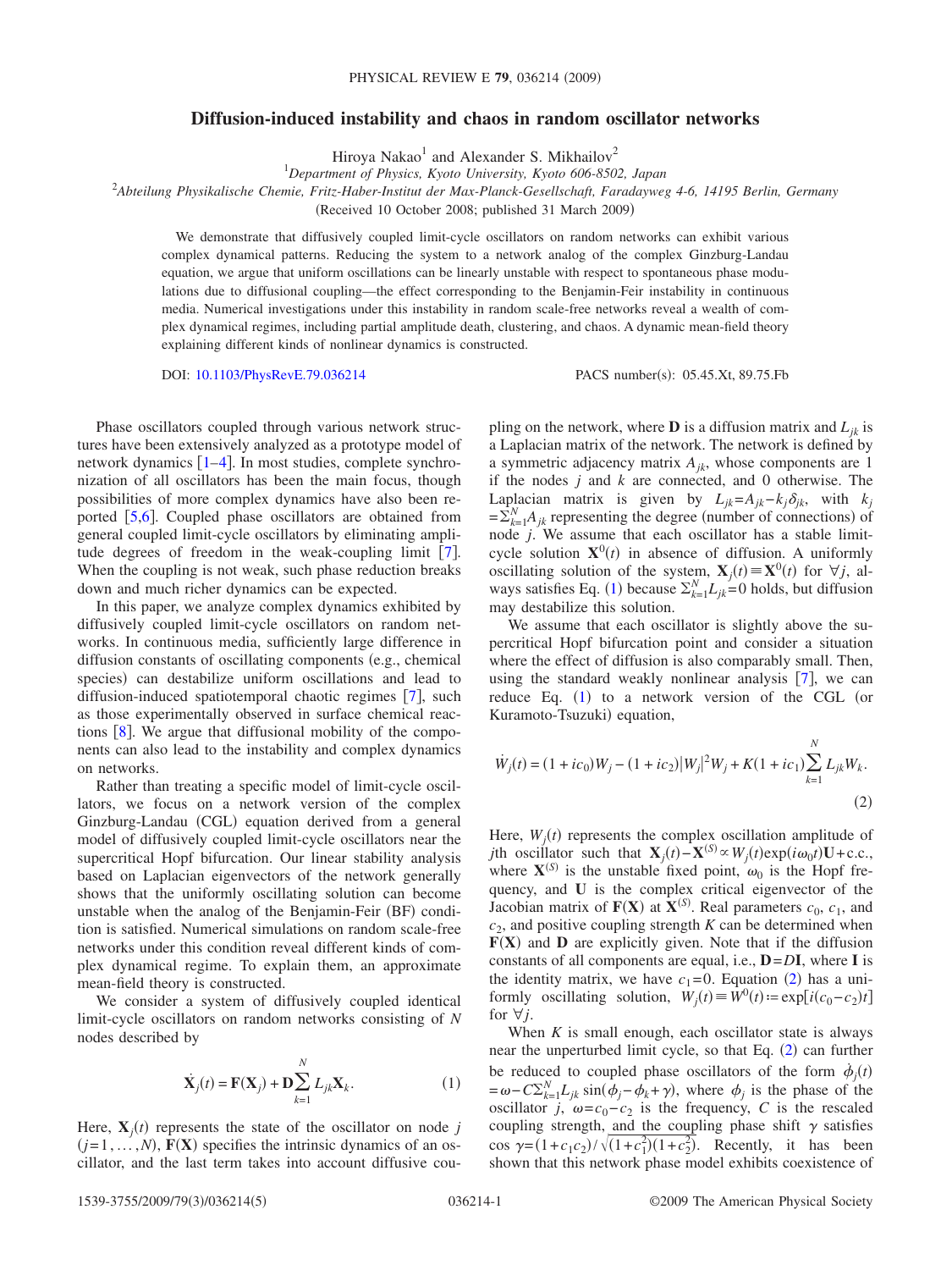# Diffusion-induced instability and chaos in random oscillator networks

Hiroya Nakao[1] and Alexander S. Mikhailov[2]

[1]*Department of Physics, Kyoto University, Kyoto 606-8502, Japan*

[2]*Abteilung Physikalische Chemie, Fritz-Haber-Institut der Max-Planck-Gesellschaft, Faradayweg 4-6, 14195 Berlin, Germany*

(Received 10 October 2008; published 31 March 2009)

We demonstrate that diffusively coupled limit-cycle oscillators on random networks can exhibit various complex dynamical patterns. Reducing the system to a network analog of the complex Ginzburg-Landau equation, we argue that uniform oscillations can be linearly unstable with respect to spontaneous phase modulations due to diffusional coupling—the effect corresponding to the Benjamin-Feir instability in continuous media. Numerical investigations under this instability in random scale-free networks reveal a wealth of complex dynamical regimes, including partial amplitude death, clustering, and chaos. A dynamic mean-field theory explaining different kinds of nonlinear dynamics is constructed.

DOI: 10.1103/PhysRevE.79.036214 PACS number(s): 05.45.Xt, 89.75.Fb

Phase oscillators coupled through various network structures have been extensively analyzed as a prototype model of network dynamics [1–4]. In most studies, complete synchronization of all oscillators has been the main focus, though possibilities of more complex dynamics have also been reported [5,6]. Coupled phase oscillators are obtained from general coupled limit-cycle oscillators by eliminating amplitude degrees of freedom in the weak-coupling limit [7]. When the coupling is not weak, such phase reduction breaks down and much richer dynamics can be expected.

In this paper, we analyze complex dynamics exhibited by diffusively coupled limit-cycle oscillators on random networks. In continuous media, sufficiently large difference in diffusion constants of oscillating components (e.g., chemical species) can destabilize uniform oscillations and lead to diffusion-induced spatiotemporal chaotic regimes [7], such as those experimentally observed in surface chemical reactions [8]. We argue that diffusional mobility of the components can also lead to the instability and complex dynamics on networks.

Rather than treating a specific model of limit-cycle oscillators, we focus on a network version of the complex Ginzburg-Landau (CGL) equation derived from a general model of diffusively coupled limit-cycle oscillators near the supercritical Hopf bifurcation. Our linear stability analysis based on Laplacian eigenvectors of the network generally shows that the uniformly oscillating solution can become unstable when the analog of the Benjamin-Feir (BF) condition is satisfied. Numerical simulations on random scale-free networks under this condition reveal different kinds of complex dynamical regime. To explain them, an approximate mean-field theory is constructed.

We consider a system of diffusively coupled identical limit-cycle oscillators on random networks consisting of $N$ nodes described by

$$\dot{\mathbf{X}}_j(t) = \mathbf{F}(\mathbf{X}_j) + \mathbf{D}\sum_{k=1}^{N} L_{jk}\mathbf{X}_k. \tag{1}$$

Here, $\mathbf{X}_j(t)$ represents the state of the oscillator on node $j$ ($j=1,\ldots,N$), $\mathbf{F}(\mathbf{X})$ specifies the intrinsic dynamics of an oscillator, and the last term takes into account diffusive coupling on the network, where $\mathbf{D}$ is a diffusion matrix and $L_{jk}$ is a Laplacian matrix of the network. The network is defined by a symmetric adjacency matrix $A_{jk}$, whose components are 1 if the nodes $j$ and $k$ are connected, and 0 otherwise. The Laplacian matrix is given by $L_{jk}=A_{jk}-k_j\delta_{jk}$, with $k_j = \sum_{k=1}^{N} A_{jk}$ representing the degree (number of connections) of node $j$. We assume that each oscillator has a stable limit-cycle solution $\mathbf{X}^0(t)$ in absence of diffusion. A uniformly oscillating solution of the system, $\mathbf{X}_j(t)\equiv\mathbf{X}^0(t)$ for $\forall j$, always satisfies Eq. (1) because $\sum_{k=1}^{N} L_{jk}=0$ holds, but diffusion may destabilize this solution.

We assume that each oscillator is slightly above the supercritical Hopf bifurcation point and consider a situation where the effect of diffusion is also comparably small. Then, using the standard weakly nonlinear analysis [7], we can reduce Eq. (1) to a network version of the CGL (or Kuramoto-Tsuzuki) equation,

$$\dot{W}_j(t) = (1+ic_0)W_j - (1+ic_2)|W_j|^2 W_j + K(1+ic_1)\sum_{k=1}^{N} L_{jk}W_k. \tag{2}$$

Here, $W_j(t)$ represents the complex oscillation amplitude of $j$th oscillator such that $\mathbf{X}_j(t)-\mathbf{X}^{(S)} \propto W_j(t)\exp(i\omega_0 t)\mathbf{U}+\text{c.c.}$, where $\mathbf{X}^{(S)}$ is the unstable fixed point, $\omega_0$ is the Hopf frequency, and $\mathbf{U}$ is the complex critical eigenvector of the Jacobian matrix of $\mathbf{F}(\mathbf{X})$ at $\mathbf{X}^{(S)}$. Real parameters $c_0$, $c_1$, and $c_2$, and positive coupling strength $K$ can be determined when $\mathbf{F}(\mathbf{X})$ and $\mathbf{D}$ are explicitly given. Note that if the diffusion constants of all components are equal, i.e., $\mathbf{D}=D\mathbf{I}$, where $\mathbf{I}$ is the identity matrix, we have $c_1=0$. Equation (2) has a uniformly oscillating solution, $W_j(t)\equiv W^0(t) := \exp[i(c_0-c_2)t]$ for $\forall j$.

When $K$ is small enough, each oscillator state is always near the unperturbed limit cycle, so that Eq. (2) can further be reduced to coupled phase oscillators of the form $\dot{\phi}_j(t) = \omega - C\sum_{k=1}^{N} L_{jk}\sin(\phi_j-\phi_k+\gamma)$, where $\phi_j$ is the phase of the oscillator $j$, $\omega=c_0-c_2$ is the frequency, $C$ is the rescaled coupling strength, and the coupling phase shift $\gamma$ satisfies $\cos\gamma=(1+c_1c_2)/\sqrt{(1+c_1^2)(1+c_2^2)}$. Recently, it has been shown that this network phase model exhibits coexistence of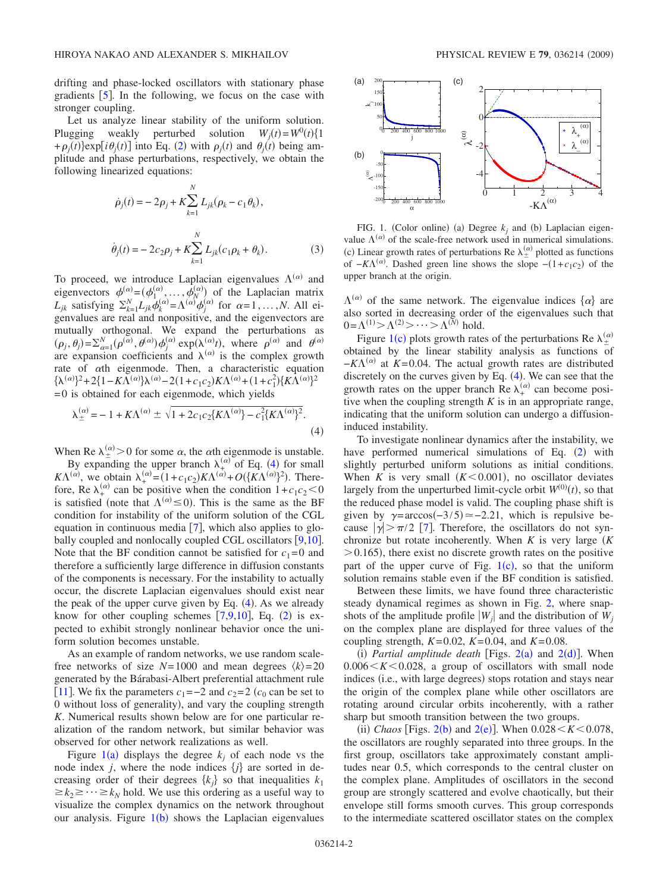drifting and phase-locked oscillators with stationary phase gradients [5]. In the following, we focus on the case with stronger coupling.

Let us analyze linear stability of the uniform solution. Plugging weakly perturbed solution $W_j(t)=W^0(t)\{1+\rho_j(t)\}\exp[i\theta_j(t)]$ into Eq. (2) with $\rho_j(t)$ and $\theta_j(t)$ being amplitude and phase perturbations, respectively, we obtain the following linearized equations:

$$\dot{\rho}_j(t) = -2\rho_j + K\sum_{k=1}^{N} L_{jk}(\rho_k - c_1\theta_k),$$

$$\dot{\theta}_j(t) = -2c_2\rho_j + K\sum_{k=1}^{N} L_{jk}(c_1\rho_k + \theta_k). \tag{3}$$

To proceed, we introduce Laplacian eigenvalues $\Lambda^{(\alpha)}$ and eigenvectors $\phi^{(\alpha)}=(\phi_1^{(\alpha)},\ldots,\phi_N^{(\alpha)})$ of the Laplacian matrix $L_{jk}$ satisfying $\sum_{k=1}^{N} L_{jk}\phi_k^{(\alpha)}=\Lambda^{(\alpha)}\phi_j^{(\alpha)}$ for $\alpha=1,\ldots,N$. All eigenvalues are real and nonpositive, and the eigenvectors are mutually orthogonal. We expand the perturbations as $(\rho_j,\theta_j)=\sum_{\alpha=1}^{N}(\rho^{(\alpha)},\theta^{(\alpha)})\phi_j^{(\alpha)}\exp(\lambda^{(\alpha)}t)$, where $\rho^{(\alpha)}$ and $\theta^{(\alpha)}$ are expansion coefficients and $\lambda^{(\alpha)}$ is the complex growth rate of $\alpha$th eigenmode. Then, a characteristic equation $\{\lambda^{(\alpha)}\}^2+2\{1-K\Lambda^{(\alpha)}\}\lambda^{(\alpha)}-2(1+c_1c_2)K\Lambda^{(\alpha)}+(1+c_1^2)\{K\Lambda^{(\alpha)}\}^2=0$ is obtained for each eigenmode, which yields

$$\lambda_{\pm}^{(\alpha)} = -1 + K\Lambda^{(\alpha)} \pm \sqrt{1+2c_1c_2\{K\Lambda^{(\alpha)}\} - c_1^2\{K\Lambda^{(\alpha)}\}^2}. \tag{4}$$

When Re $\lambda_{\pm}^{(\alpha)}>0$ for some $\alpha$, the $\alpha$th eigenmode is unstable.

By expanding the upper branch $\lambda_{+}^{(\alpha)}$ of Eq. (4) for small $K\Lambda^{(\alpha)}$, we obtain $\lambda_{+}^{(\alpha)}=(1+c_1c_2)K\Lambda^{(\alpha)}+O(\{K\Lambda^{(\alpha)}\}^2)$. Therefore, Re $\lambda_{+}^{(\alpha)}$ can be positive when the condition $1+c_1c_2<0$ is satisfied (note that $\Lambda^{(\alpha)}\leq 0$). This is the same as the BF condition for instability of the uniform solution of the CGL equation in continuous media [7], which also applies to globally coupled and nonlocally coupled CGL oscillators [9,10]. Note that the BF condition cannot be satisfied for $c_1=0$ and therefore a sufficiently large difference in diffusion constants of the components is necessary. For the instability to actually occur, the discrete Laplacian eigenvalues should exist near the peak of the upper curve given by Eq. (4). As we already know for other coupling schemes [7,9,10], Eq. (2) is expected to exhibit strongly nonlinear behavior once the uniform solution becomes unstable.

As an example of random networks, we use random scale-free networks of size $N=1000$ and mean degrees $\langle k\rangle=20$ generated by the Bárabasi-Albert preferential attachment rule [11]. We fix the parameters $c_1=-2$ and $c_2=2$ ($c_0$ can be set to 0 without loss of generality), and vary the coupling strength $K$. Numerical results shown below are for one particular realization of the random network, but similar behavior was observed for other network realizations as well.

Figure 1(a) displays the degree $k_j$ of each node vs the node index $j$, where the node indices $\{j\}$ are sorted in decreasing order of their degrees $\{k_j\}$ so that inequalities $k_1 \geq k_2 \geq \cdots \geq k_N$ hold. We use this ordering as a useful way to visualize the complex dynamics on the network throughout our analysis. Figure 1(b) shows the Laplacian eigenvalues $\Lambda^{(\alpha)}$ of the same network. The eigenvalue indices $\{\alpha\}$ are also sorted in decreasing order of the eigenvalues such that $0=\Lambda^{(1)}>\Lambda^{(2)}>\cdots>\Lambda^{(N)}$ hold.

FIG. 1. (Color online) (a) Degree $k_j$ and (b) Laplacian eigenvalue $\Lambda^{(\alpha)}$ of the scale-free network used in numerical simulations. (c) Linear growth rates of perturbations Re $\lambda_{\pm}^{(\alpha)}$ plotted as functions of $-K\Lambda^{(\alpha)}$. Dashed green line shows the slope $-(1+c_1c_2)$ of the upper branch at the origin.

Figure 1(c) plots growth rates of the perturbations Re $\lambda_{\pm}^{(\alpha)}$ obtained by the linear stability analysis as functions of $-K\Lambda^{(\alpha)}$ at $K=0.04$. The actual growth rates are distributed discretely on the curves given by Eq. (4). We can see that the growth rates on the upper branch Re $\lambda_{+}^{(\alpha)}$ can become positive when the coupling strength $K$ is in an appropriate range, indicating that the uniform solution can undergo a diffusion-induced instability.

To investigate nonlinear dynamics after the instability, we have performed numerical simulations of Eq. (2) with slightly perturbed uniform solutions as initial conditions. When $K$ is very small ($K<0.001$), no oscillator deviates largely from the unperturbed limit-cycle orbit $W^{(0)}(t)$, so that the reduced phase model is valid. The coupling phase shift is given by $\gamma=\arccos(-3/5)\simeq -2.21$, which is repulsive because $|\gamma|>\pi/2$ [7]. Therefore, the oscillators do not synchronize but rotate incoherently. When $K$ is very large ($K>0.165$), there exist no discrete growth rates on the positive part of the upper curve of Fig. 1(c), so that the uniform solution remains stable even if the BF condition is satisfied.

Between these limits, we have found three characteristic steady dynamical regimes as shown in Fig. 2, where snapshots of the amplitude profile $|W_j|$ and the distribution of $W_j$ on the complex plane are displayed for three values of the coupling strength, $K=0.02$, $K=0.04$, and $K=0.08$.

(i) *Partial amplitude death* [Figs. 2(a) and 2(d)]. When $0.006<K<0.028$, a group of oscillators with small node indices (i.e., with large degrees) stops rotation and stays near the origin of the complex plane while other oscillators are rotating around circular orbits incoherently, with a rather sharp but smooth transition between the two groups.

(ii) *Chaos* [Figs. 2(b) and 2(e)]. When $0.028<K<0.078$, the oscillators are roughly separated into three groups. In the first group, oscillators take approximately constant amplitudes near 0.5, which corresponds to the central cluster on the complex plane. Amplitudes of oscillators in the second group are strongly scattered and evolve chaotically, but their envelope still forms smooth curves. This group corresponds to the intermediate scattered oscillator states on the complex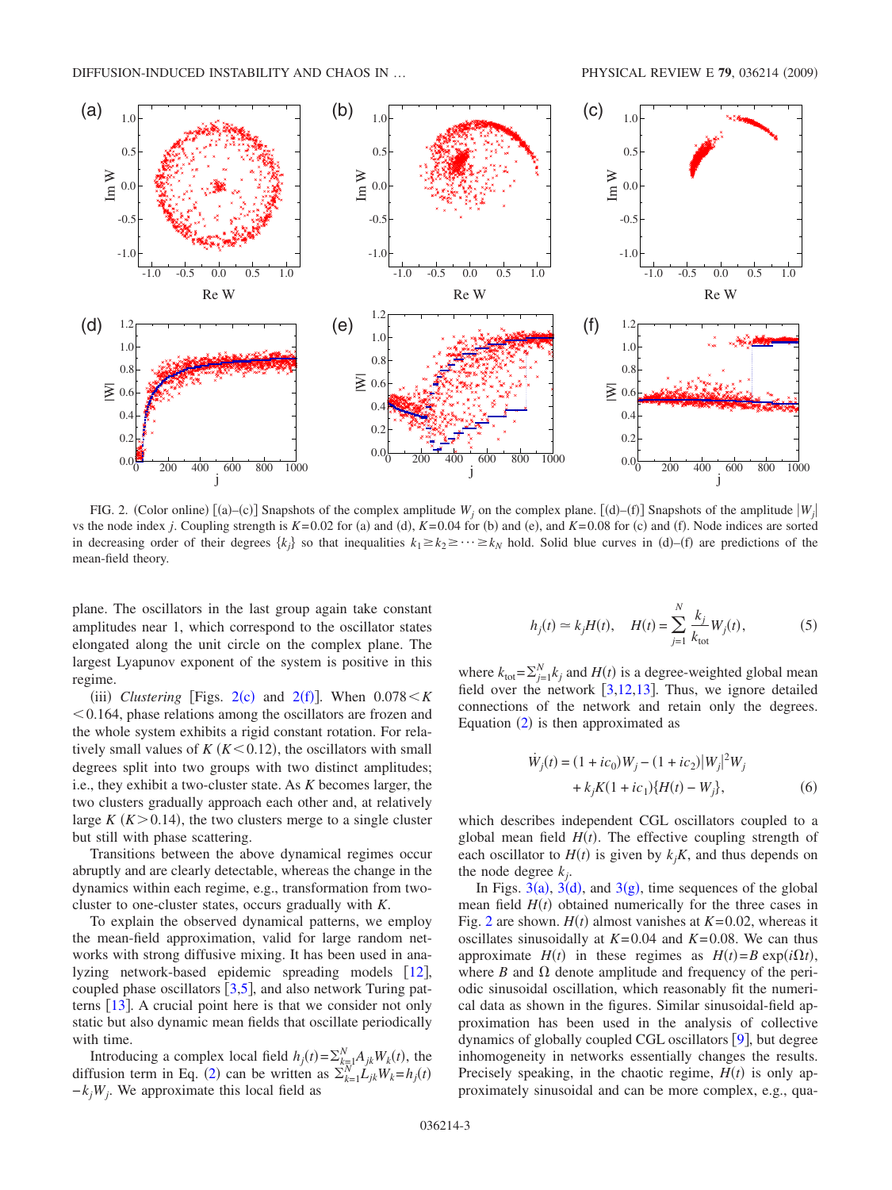FIG. 2. (Color online) [(a)–(c)] Snapshots of the complex amplitude $W_j$ on the complex plane. [(d)–(f)] Snapshots of the amplitude $|W_j|$ vs the node index $j$. Coupling strength is $K=0.02$ for (a) and (d), $K=0.04$ for (b) and (e), and $K=0.08$ for (c) and (f). Node indices are sorted in decreasing order of their degrees $\{k_j\}$ so that inequalities $k_1 \geq k_2 \geq \cdots \geq k_N$ hold. Solid blue curves in (d)–(f) are predictions of the mean-field theory.

plane. The oscillators in the last group again take constant amplitudes near 1, which correspond to the oscillator states elongated along the unit circle on the complex plane. The largest Lyapunov exponent of the system is positive in this regime.

(iii) *Clustering* [Figs. 2(c) and 2(f)]. When $0.078 < K < 0.164$, phase relations among the oscillators are frozen and the whole system exhibits a rigid constant rotation. For relatively small values of $K$ ($K<0.12$), the oscillators with small degrees split into two groups with two distinct amplitudes; i.e., they exhibit a two-cluster state. As $K$ becomes larger, the two clusters gradually approach each other and, at relatively large $K$ ($K>0.14$), the two clusters merge to a single cluster but still with phase scattering.

Transitions between the above dynamical regimes occur abruptly and are clearly detectable, whereas the change in the dynamics within each regime, e.g., transformation from two-cluster to one-cluster states, occurs gradually with $K$.

To explain the observed dynamical patterns, we employ the mean-field approximation, valid for large random networks with strong diffusive mixing. It has been used in analyzing network-based epidemic spreading models [12], coupled phase oscillators [3,5], and also network Turing patterns [13]. A crucial point here is that we consider not only static but also dynamic mean fields that oscillate periodically with time.

Introducing a complex local field $h_j(t)=\sum_{k=1}^{N} A_{jk} W_k(t)$, the diffusion term in Eq. (2) can be written as $\sum_{k=1}^{N} L_{jk} W_k = h_j(t) - k_j W_j$. We approximate this local field as

$$h_j(t) \simeq k_j H(t), \quad H(t) = \sum_{j=1}^{N} \frac{k_j}{k_{\text{tot}}} W_j(t), \tag{5}$$

where $k_{\text{tot}} = \sum_{j=1}^{N} k_j$ and $H(t)$ is a degree-weighted global mean field over the network [3,12,13]. Thus, we ignore detailed connections of the network and retain only the degrees. Equation (2) is then approximated as

$$\dot{W}_j(t) = (1+ic_0)W_j - (1+ic_2)|W_j|^2 W_j + k_j K(1+ic_1)\{H(t) - W_j\}, \tag{6}$$

which describes independent CGL oscillators coupled to a global mean field $H(t)$. The effective coupling strength of each oscillator to $H(t)$ is given by $k_j K$, and thus depends on the node degree $k_j$.

In Figs. 3(a), 3(d), and 3(g), time sequences of the global mean field $H(t)$ obtained numerically for the three cases in Fig. 2 are shown. $H(t)$ almost vanishes at $K=0.02$, whereas it oscillates sinusoidally at $K=0.04$ and $K=0.08$. We can thus approximate $H(t)$ in these regimes as $H(t) = B \exp(i\Omega t)$, where $B$ and $\Omega$ denote amplitude and frequency of the periodic sinusoidal oscillation, which reasonably fit the numerical data as shown in the figures. Similar sinusoidal-field approximation has been used in the analysis of collective dynamics of globally coupled CGL oscillators [9], but degree inhomogeneity in networks essentially changes the results. Precisely speaking, in the chaotic regime, $H(t)$ is only approximately sinusoidal and can be more complex, e.g., qua-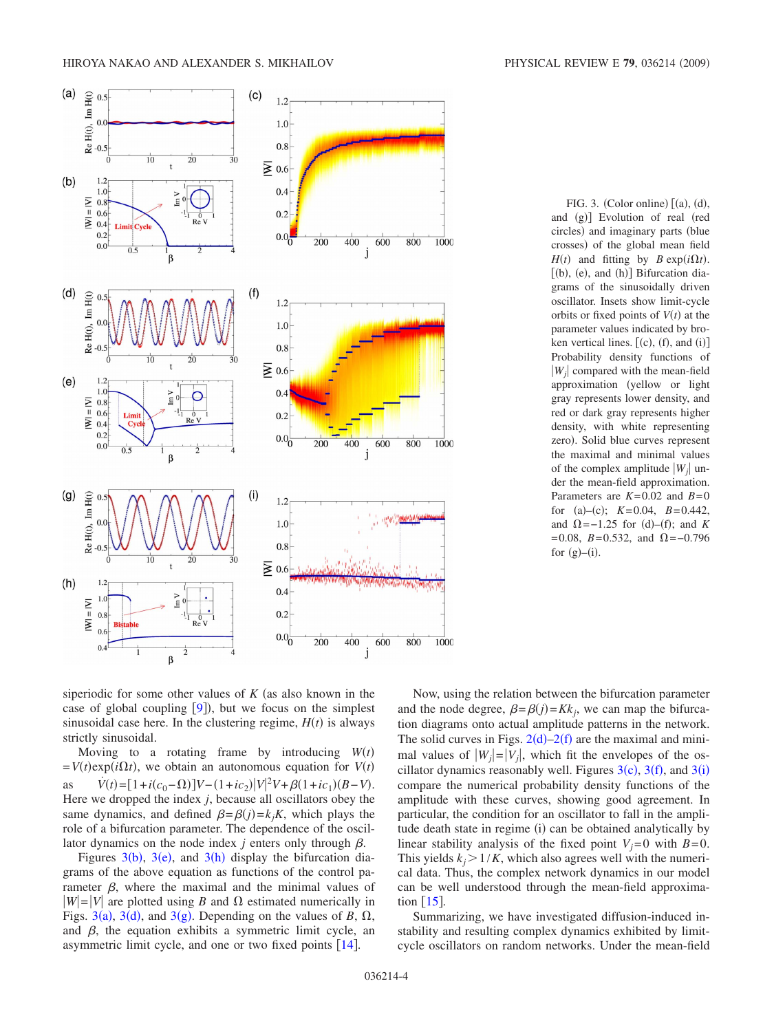FIG. 3. (Color online) [(a), (d), and (g)] Evolution of real (red circles) and imaginary parts (blue crosses) of the global mean field $H(t)$ and fitting by $B\exp(i\Omega t)$. [(b), (e), and (h)] Bifurcation diagrams of the sinusoidally driven oscillator. Insets show limit-cycle orbits or fixed points of $V(t)$ at the parameter values indicated by broken vertical lines. [(c), (f), and (i)] Probability density functions of $|W_j|$ compared with the mean-field approximation (yellow or light gray represents lower density, and red or dark gray represents higher density, with white representing zero). Solid blue curves represent the maximal and minimal values of the complex amplitude $|W_j|$ under the mean-field approximation. Parameters are $K=0.02$ and $B=0$ for (a)–(c); $K=0.04$, $B=0.442$, and $\Omega=-1.25$ for (d)–(f); and $K=0.08$, $B=0.532$, and $\Omega=-0.796$ for (g)–(i).

siperiodic for some other values of $K$ (as also known in the case of global coupling [9]), but we focus on the simplest sinusoidal case here. In the clustering regime, $H(t)$ is always strictly sinusoidal.

Moving to a rotating frame by introducing $W(t)=V(t)\exp(i\Omega t)$, we obtain an autonomous equation for $V(t)$ as $\dot{V}(t)=[1+i(c_0-\Omega)]V-(1+ic_2)|V|^2V+\beta(1+ic_1)(B-V)$. Here we dropped the index $j$, because all oscillators obey the same dynamics, and defined $\beta=\beta(j)=k_jK$, which plays the role of a bifurcation parameter. The dependence of the oscillator dynamics on the node index $j$ enters only through $\beta$.

Figures 3(b), 3(e), and 3(h) display the bifurcation diagrams of the above equation as functions of the control parameter $\beta$, where the maximal and the minimal values of $|W|=|V|$ are plotted using $B$ and $\Omega$ estimated numerically in Figs. 3(a), 3(d), and 3(g). Depending on the values of $B$, $\Omega$, and $\beta$, the equation exhibits a symmetric limit cycle, an asymmetric limit cycle, and one or two fixed points [14].

Now, using the relation between the bifurcation parameter and the node degree, $\beta=\beta(j)=Kk_j$, we can map the bifurcation diagrams onto actual amplitude patterns in the network. The solid curves in Figs. 2(d)–2(f) are the maximal and minimal values of $|W_j|=|V_j|$, which fit the envelopes of the oscillator dynamics reasonably well. Figures 3(c), 3(f), and 3(i) compare the numerical probability density functions of the amplitude with these curves, showing good agreement. In particular, the condition for an oscillator to fall in the amplitude death state in regime (i) can be obtained analytically by linear stability analysis of the fixed point $V_j=0$ with $B=0$. This yields $k_j>1/K$, which also agrees well with the numerical data. Thus, the complex network dynamics in our model can be well understood through the mean-field approximation [15].

Summarizing, we have investigated diffusion-induced instability and resulting complex dynamics exhibited by limit-cycle oscillators on random networks. Under the mean-field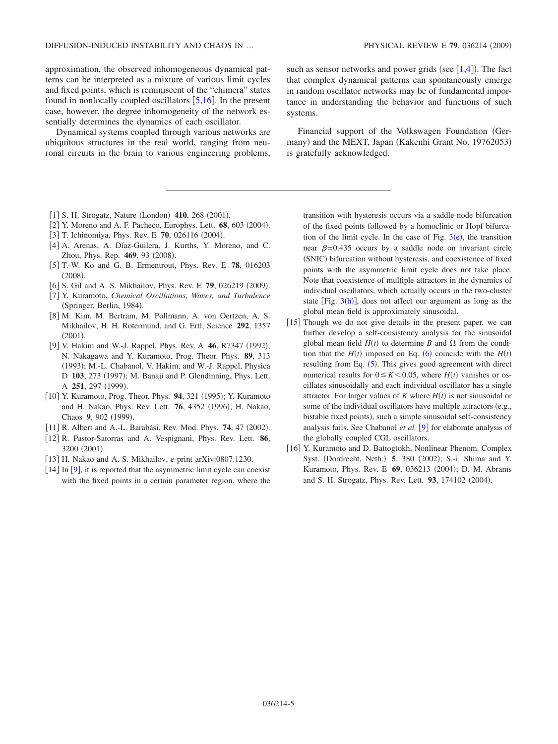approximation, the observed inhomogeneous dynamical patterns can be interpreted as a mixture of various limit cycles and fixed points, which is reminiscent of the "chimera" states found in nonlocally coupled oscillators [5,16]. In the present case, however, the degree inhomogeneity of the network essentially determines the dynamics of each oscillator.

Dynamical systems coupled through various networks are ubiquitous structures in the real world, ranging from neuronal circuits in the brain to various engineering problems, such as sensor networks and power grids (see [1,4]). The fact that complex dynamical patterns can spontaneously emerge in random oscillator networks may be of fundamental importance in understanding the behavior and functions of such systems.

Financial support of the Volkswagen Foundation (Germany) and the MEXT, Japan (Kakenhi Grant No. 19762053) is gratefully acknowledged.

---

[1] S. H. Strogatz, Nature (London) **410**, 268 (2001).

[2] Y. Moreno and A. F. Pacheco, Europhys. Lett. **68**, 603 (2004).

[3] T. Ichinomiya, Phys. Rev. E **70**, 026116 (2004).

[4] A. Arenas, A. Díaz-Guilera, J. Kurths, Y. Moreno, and C. Zhou, Phys. Rep. **469**, 93 (2008).

[5] T.-W. Ko and G. B. Ermentrout, Phys. Rev. E **78**, 016203 (2008).

[6] S. Gil and A. S. Mikhailov, Phys. Rev. E **79**, 026219 (2009).

[7] Y. Kuramoto, *Chemical Oscillations, Waves, and Turbulence* (Springer, Berlin, 1984).

[8] M. Kim, M. Bertram, M. Pollmann, A. von Oertzen, A. S. Mikhailov, H. H. Rotermund, and G. Ertl, Science **292**, 1357 (2001).

[9] V. Hakim and W.-J. Rappel, Phys. Rev. A **46**, R7347 (1992); N. Nakagawa and Y. Kuramoto, Prog. Theor. Phys. **89**, 313 (1993); M.-L. Chabanol, V. Hakim, and W.-J. Rappel, Physica D **103**, 273 (1997); M. Banaji and P. Glendinning, Phys. Lett. A **251**, 297 (1999).

[10] Y. Kuramoto, Prog. Theor. Phys. **94**, 321 (1995); Y. Kuramoto and H. Nakao, Phys. Rev. Lett. **76**, 4352 (1996); H. Nakao, Chaos **9**, 902 (1999).

[11] R. Albert and A.-L. Barabási, Rev. Mod. Phys. **74**, 47 (2002).

[12] R. Pastor-Satorras and A. Vespignani, Phys. Rev. Lett. **86**, 3200 (2001).

[13] H. Nakao and A. S. Mikhailov, e-print arXiv:0807.1230.

[14] In [9], it is reported that the asymmetric limit cycle can coexist with the fixed points in a certain parameter region, where the transition with hysteresis occurs via a saddle-node bifurcation of the fixed points followed by a homoclinic or Hopf bifurcation of the limit cycle. In the case of Fig. 3(e), the transition near $\beta=0.435$ occurs by a saddle node on invariant circle (SNIC) bifurcation without hysteresis, and coexistence of fixed points with the asymmetric limit cycle does not take place. Note that coexistence of multiple attractors in the dynamics of individual oscillators, which actually occurs in the two-cluster state [Fig. 3(h)], does not affect our argument as long as the global mean field is approximately sinusoidal.

[15] Though we do not give details in the present paper, we can further develop a self-consistency analysis for the sinusoidal global mean field $H(t)$ to determine $B$ and $\Omega$ from the condition that the $H(t)$ imposed on Eq. (6) coincide with the $H(t)$ resulting from Eq. (5). This gives good agreement with direct numerical results for $0 \leq K < 0.05$, where $H(t)$ vanishes or oscillates sinusoidally and each individual oscillator has a single attractor. For larger values of $K$ where $H(t)$ is not sinusoidal or some of the individual oscillators have multiple attractors (e.g., bistable fixed points), such a simple sinusoidal self-consistency analysis fails. See Chabanol *et al.* [9] for elaborate analysis of the globally coupled CGL oscillators.

[16] Y. Kuramoto and D. Battogtokh, Nonlinear Phenom. Complex Syst. (Dordrecht, Neth.) **5**, 380 (2002); S.-i. Shima and Y. Kuramoto, Phys. Rev. E **69**, 036213 (2004); D. M. Abrams and S. H. Strogatz, Phys. Rev. Lett. **93**, 174102 (2004).